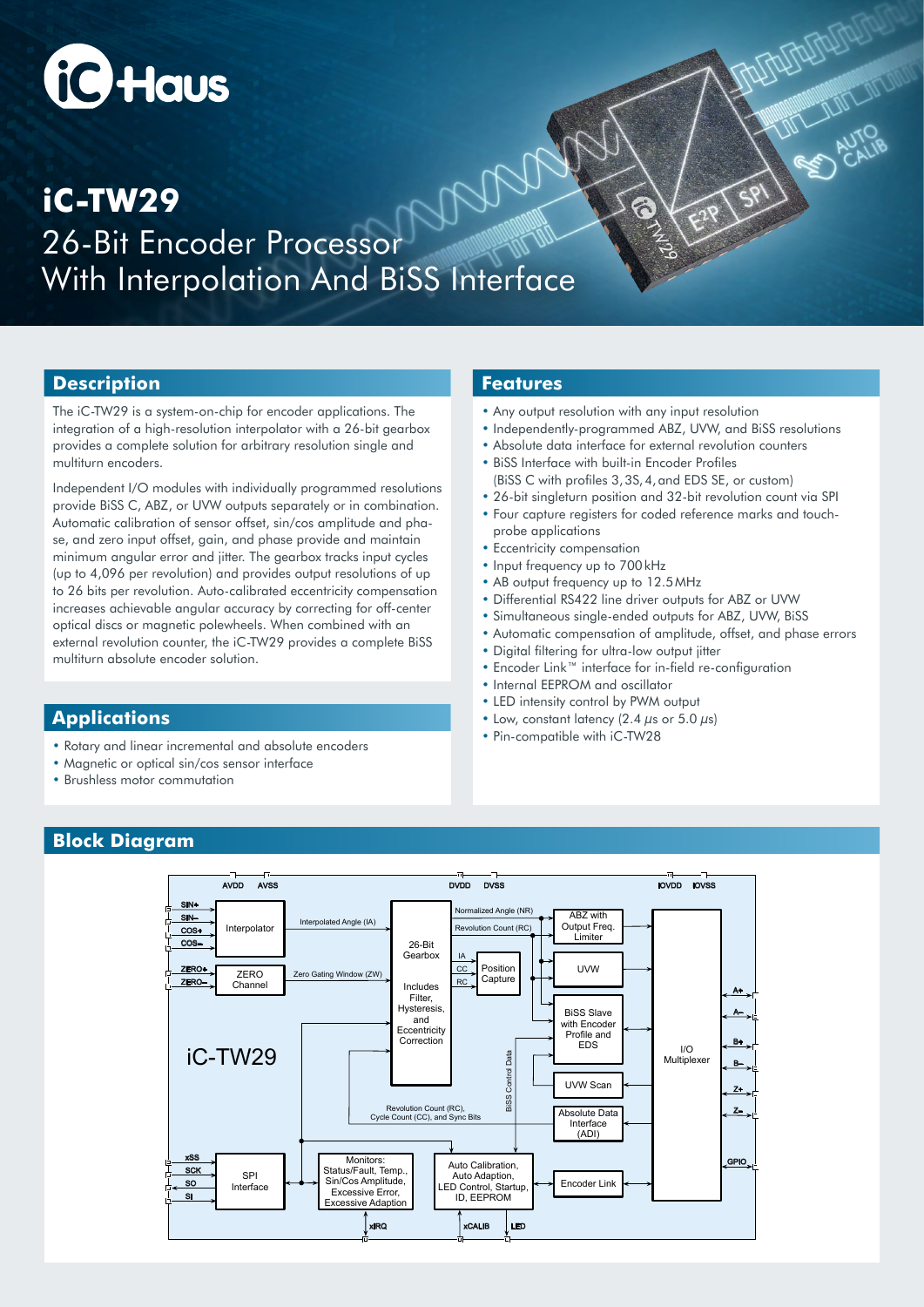# iC-TW29

## 26-Bit Encoder Processor With Interpolation And BiSS Interface

## Description

The iC-TW29 is a system-on-chip for encoder applications. The integration of a high-resolution interpolator with a 26-bit gearbox provides a complete solution for arbitrary resolution single and multiturn encoders.

Independent I/O modules with individually programmed resolutions provide BiSS C, ABZ, or UVW outputs separately or in combination. Automatic calibration of sensor offset, sin/cos amplitude and phase, and zero input offset, gain, and phase provide and maintain minimum angular error and jitter. The gearbox tracks input cycles (up to 4,096 per revolution) and provides output resolutions of up to 26 bits per revolution. Auto-calibrated eccentricity compensation increases achievable angular accuracy by correcting for off-center optical discs or magnetic polewheels. When combined with an external revolution counter, the iC-TW29 provides a complete BiSS multiturn absolute encoder solution.

## Features

- Any output resolution with any input resolution
- Independently-programmed ABZ, UVW, and BiSS resolutions
- Absolute data interface for external revolution counters
- BiSS Interface with built-in Encoder Profiles (BiSS C with profiles 3, 3S, 4, and EDS SE, or custom)
- 26-bit singleturn position and 32-bit revolution count via SPI
- Four capture registers for coded reference marks and touch-probe applications
- Eccentricity compensation
- Input frequency up to 700 kHz
- AB output frequency up to 12.5 MHz
- Differential RS422 line driver outputs for ABZ or UVW
- Simultaneous single-ended outputs for ABZ, UVW, BiSS
- Automatic compensation of amplitude, offset, and phase errors
- Digital filtering for ultra-low output jitter
- Encoder Link™ interface for in-field re-configuration
- Internal EEPROM and oscillator
- LED intensity control by PWM output
- Low, constant latency (2.4 µs or 5.0 µs)
- Pin-compatible with iC-TW28

## Applications

- Rotary and linear incremental and absolute encoders
- Magnetic or optical sin/cos sensor interface
- Brushless motor commutation

## Block Diagram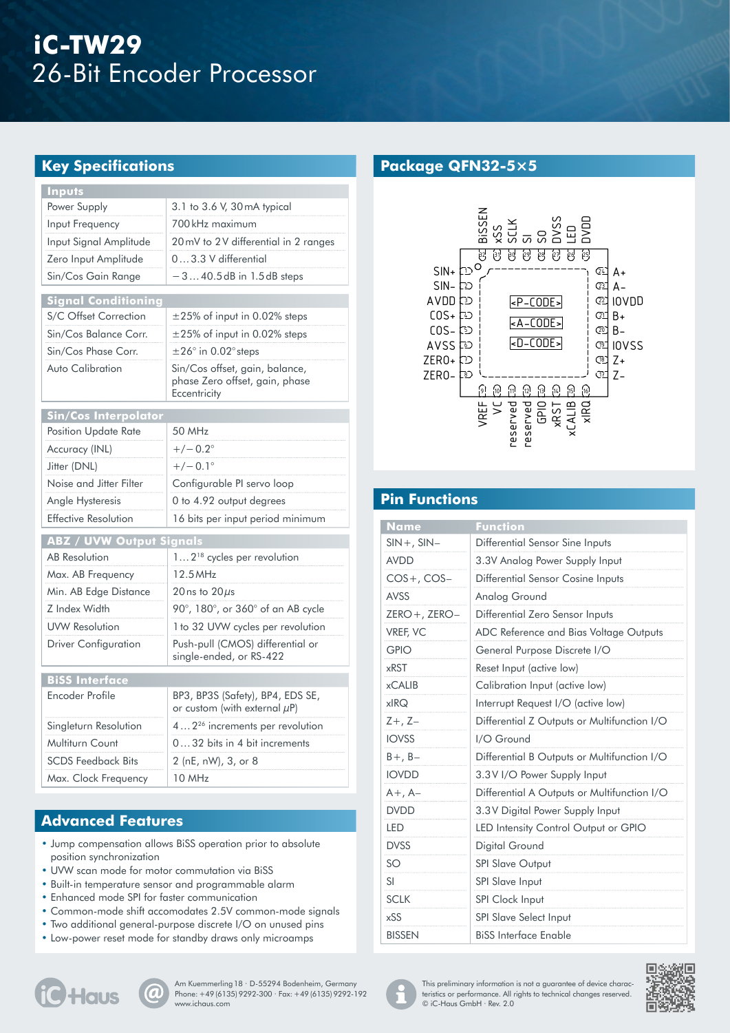# iC-TW29
## 26-Bit Encoder Processor

## Key Specifications

| Inputs | |
|---|---|
| Power Supply | 3.1 to 3.6 V, 30 mA typical |
| Input Frequency | 700 kHz maximum |
| Input Signal Amplitude | 20 mV to 2 V differential in 2 ranges |
| Zero Input Amplitude | 0 … 3.3 V differential |
| Sin/Cos Gain Range | − 3 … 40.5 dB in 1.5 dB steps |

| Signal Conditioning | |
|---|---|
| S/C Offset Correction | ±25% of input in 0.02% steps |
| Sin/Cos Balance Corr. | ±25% of input in 0.02% steps |
| Sin/Cos Phase Corr. | ±26° in 0.02° steps |
| Auto Calibration | Sin/Cos offset, gain, balance, phase Zero offset, gain, phase Eccentricity |

| Sin/Cos Interpolator | |
|---|---|
| Position Update Rate | 50 MHz |
| Accuracy (INL) | +/− 0.2° |
| Jitter (DNL) | +/− 0.1° |
| Noise and Jitter Filter | Configurable PI servo loop |
| Angle Hysteresis | 0 to 4.92 output degrees |
| Effective Resolution | 16 bits per input period minimum |

| ABZ / UVW Output Signals | |
|---|---|
| AB Resolution | 1 … $2^{18}$ cycles per revolution |
| Max. AB Frequency | 12.5 MHz |
| Min. AB Edge Distance | 20 ns to 20 $\mu$s |
| Z Index Width | 90°, 180°, or 360° of an AB cycle |
| UVW Resolution | 1 to 32 UVW cycles per revolution |
| Driver Configuration | Push-pull (CMOS) differential or single-ended, or RS-422 |

| BiSS Interface | |
|---|---|
| Encoder Profile | BP3, BP3S (Safety), BP4, EDS SE, or custom (with external $\mu$P) |
| Singleturn Resolution | 4 … $2^{26}$ increments per revolution |
| Multiturn Count | 0 … 32 bits in 4 bit increments |
| SCDS Feedback Bits | 2 (nE, nW), 3, or 8 |
| Max. Clock Frequency | 10 MHz |

## Advanced Features

- Jump compensation allows BiSS operation prior to absolute position synchronization
- UVW scan mode for motor commutation via BiSS
- Built-in temperature sensor and programmable alarm
- Enhanced mode SPI for faster communication
- Common-mode shift accomodates 2.5V common-mode signals
- Two additional general-purpose discrete I/O on unused pins
- Low-power reset mode for standby draws only microamps

## Package QFN32-5×5

BiSSEN xSS SCLK SI SO DVSS LED DVDD
32 31 30 29 28 27 26 25

SIN+ 1, SIN− 2, AVDD 3, COS+ 4, COS− 5, AVSS 6, ZERO+ 7, ZERO− 8

<P-CODE>
<A-CODE>
<D-CODE>

24 A+, 23 A−, 22 IOVDD, 21 B+, 20 B−, 19 IOVSS, 18 Z+, 17 Z−

9 10 11 12 13 14 15 16
VREF VC reserved reserved GPIO xRST xCALIB xIRQ

## Pin Functions

| Name | Function |
|---|---|
| SIN+, SIN− | Differential Sensor Sine Inputs |
| AVDD | 3.3V Analog Power Supply Input |
| COS+, COS− | Differential Sensor Cosine Inputs |
| AVSS | Analog Ground |
| ZERO+, ZERO− | Differential Zero Sensor Inputs |
| VREF, VC | ADC Reference and Bias Voltage Outputs |
| GPIO | General Purpose Discrete I/O |
| xRST | Reset Input (active low) |
| xCALIB | Calibration Input (active low) |
| xIRQ | Interrupt Request I/O (active low) |
| Z+, Z− | Differential Z Outputs or Multifunction I/O |
| IOVSS | I/O Ground |
| B+, B− | Differential B Outputs or Multifunction I/O |
| IOVDD | 3.3V I/O Power Supply Input |
| A+, A− | Differential A Outputs or Multifunction I/O |
| DVDD | 3.3V Digital Power Supply Input |
| LED | LED Intensity Control Output or GPIO |
| DVSS | Digital Ground |
| SO | SPI Slave Output |
| SI | SPI Slave Input |
| SCLK | SPI Clock Input |
| xSS | SPI Slave Select Input |
| BISSEN | BiSS Interface Enable |

Am Kuemmerling 18 · D-55294 Bodenheim, Germany
Phone: +49 (6135) 9292-300 · Fax: +49 (6135) 9292-192
www.ichaus.com

This preliminary information is not a guarantee of device characteristics or performance. All rights to technical changes reserved.
© iC-Haus GmbH · Rev. 2.0